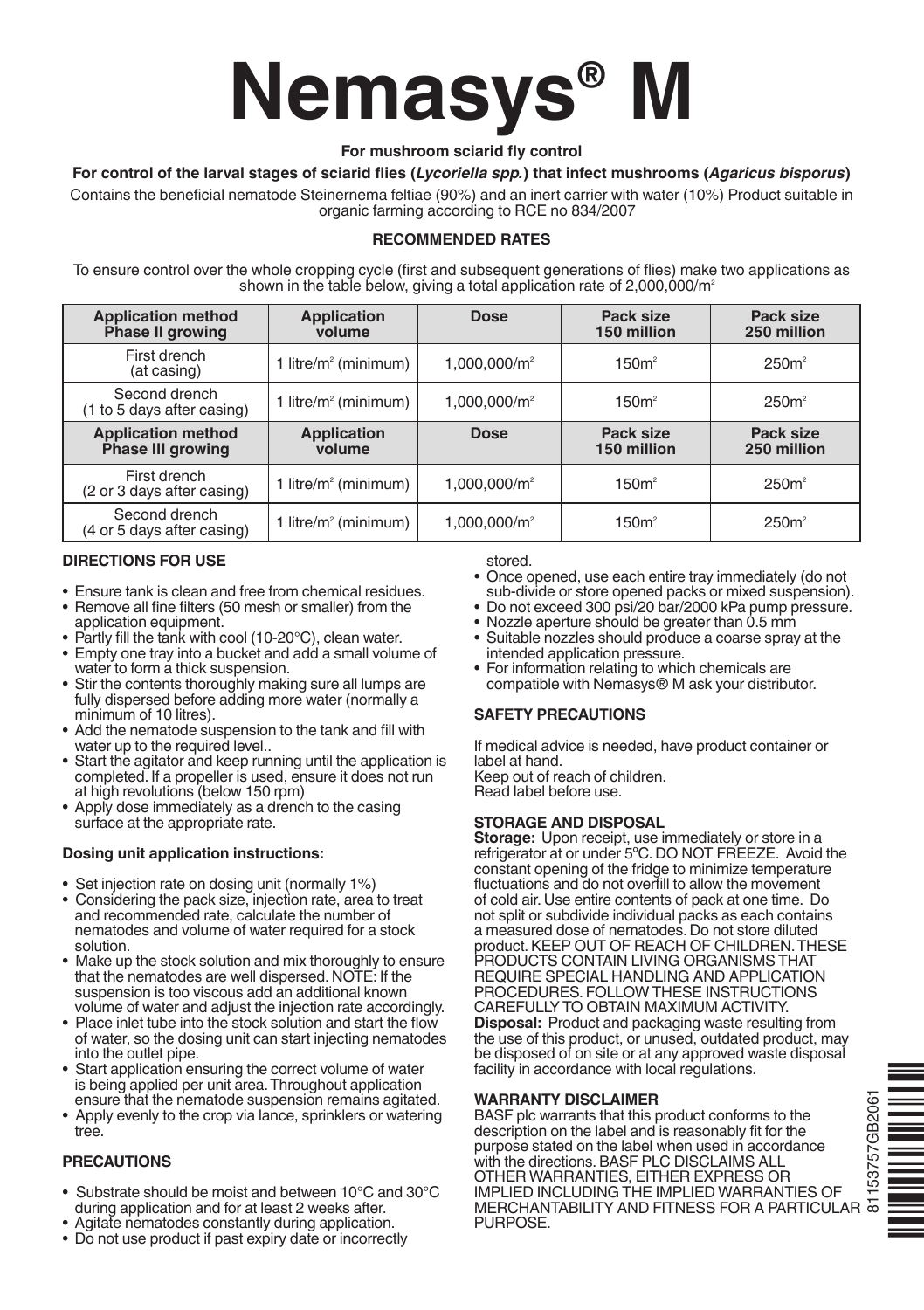# Nemasys® M

**For mushroom sciarid fly control**

**For control of the larval stages of sciarid flies (*Lycoriella spp.*) that infect mushrooms (*Agaricus bisporus*)**

Contains the beneficial nematode Steinernema feltiae (90%) and an inert carrier with water (10%) Product suitable in organic farming according to RCE no 834/2007

### RECOMMENDED RATES

To ensure control over the whole cropping cycle (first and subsequent generations of flies) make two applications as shown in the table below, giving a total application rate of 2,000,000/m²

| Application method Phase II growing | Application volume | Dose | Pack size 150 million | Pack size 250 million |
|---|---|---|---|---|
| First drench (at casing) | 1 litre/m² (minimum) | 1,000,000/m² | 150m² | 250m² |
| Second drench (1 to 5 days after casing) | 1 litre/m² (minimum) | 1,000,000/m² | 150m² | 250m² |
| **Application method Phase III growing** | **Application volume** | **Dose** | **Pack size 150 million** | **Pack size 250 million** |
| First drench (2 or 3 days after casing) | 1 litre/m² (minimum) | 1,000,000/m² | 150m² | 250m² |
| Second drench (4 or 5 days after casing) | 1 litre/m² (minimum) | 1,000,000/m² | 150m² | 250m² |

### DIRECTIONS FOR USE

- Ensure tank is clean and free from chemical residues.
- Remove all fine filters (50 mesh or smaller) from the application equipment.
- Partly fill the tank with cool (10-20°C), clean water.
- Empty one tray into a bucket and add a small volume of water to form a thick suspension.
- Stir the contents thoroughly making sure all lumps are fully dispersed before adding more water (normally a minimum of 10 litres).
- Add the nematode suspension to the tank and fill with water up to the required level..
- Start the agitator and keep running until the application is completed. If a propeller is used, ensure it does not run at high revolutions (below 150 rpm)
- Apply dose immediately as a drench to the casing surface at the appropriate rate.

#### Dosing unit application instructions:

- Set injection rate on dosing unit (normally 1%)
- Considering the pack size, injection rate, area to treat and recommended rate, calculate the number of nematodes and volume of water required for a stock solution.
- Make up the stock solution and mix thoroughly to ensure that the nematodes are well dispersed. NOTE: If the suspension is too viscous add an additional known volume of water and adjust the injection rate accordingly.
- Place inlet tube into the stock solution and start the flow of water, so the dosing unit can start injecting nematodes into the outlet pipe.
- Start application ensuring the correct volume of water is being applied per unit area. Throughout application ensure that the nematode suspension remains agitated.
- Apply evenly to the crop via lance, sprinklers or watering tree.

### PRECAUTIONS

- Substrate should be moist and between 10°C and 30°C during application and for at least 2 weeks after.
- Agitate nematodes constantly during application.
- Do not use product if past expiry date or incorrectly stored.
- Once opened, use each entire tray immediately (do not sub-divide or store opened packs or mixed suspension).
- Do not exceed 300 psi/20 bar/2000 kPa pump pressure.
- Nozzle aperture should be greater than 0.5 mm
- Suitable nozzles should produce a coarse spray at the intended application pressure.
- For information relating to which chemicals are compatible with Nemasys® M ask your distributor.

### SAFETY PRECAUTIONS

If medical advice is needed, have product container or label at hand.
Keep out of reach of children.
Read label before use.

### STORAGE AND DISPOSAL

**Storage:** Upon receipt, use immediately or store in a refrigerator at or under 5ºC. DO NOT FREEZE. Avoid the constant opening of the fridge to minimize temperature fluctuations and do not overfill to allow the movement of cold air. Use entire contents of pack at one time. Do not split or subdivide individual packs as each contains a measured dose of nematodes. Do not store diluted product. KEEP OUT OF REACH OF CHILDREN. THESE PRODUCTS CONTAIN LIVING ORGANISMS THAT REQUIRE SPECIAL HANDLING AND APPLICATION PROCEDURES. FOLLOW THESE INSTRUCTIONS CAREFULLY TO OBTAIN MAXIMUM ACTIVITY.

**Disposal:** Product and packaging waste resulting from the use of this product, or unused, outdated product, may be disposed of on site or at any approved waste disposal facility in accordance with local regulations.

### WARRANTY DISCLAIMER

BASF plc warrants that this product conforms to the description on the label and is reasonably fit for the purpose stated on the label when used in accordance with the directions. BASF PLC DISCLAIMS ALL OTHER WARRANTIES, EITHER EXPRESS OR IMPLIED INCLUDING THE IMPLIED WARRANTIES OF MERCHANTABILITY AND FITNESS FOR A PARTICULAR PURPOSE.

81153757GB2061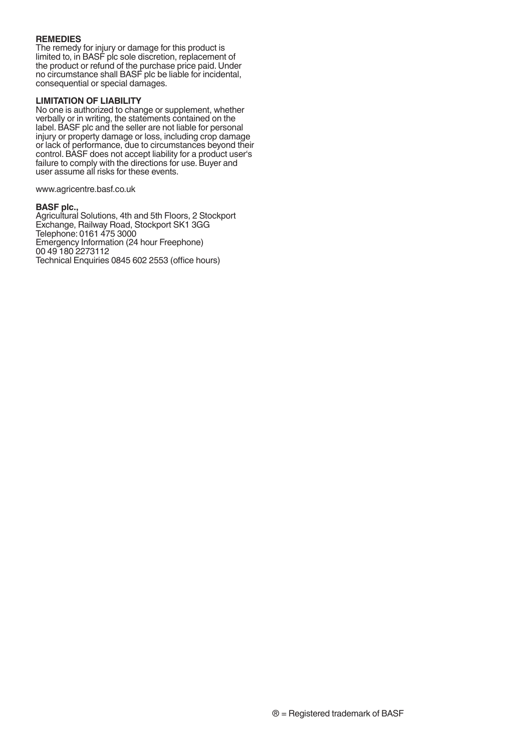**REMEDIES**

The remedy for injury or damage for this product is limited to, in BASF plc sole discretion, replacement of the product or refund of the purchase price paid. Under no circumstance shall BASF plc be liable for incidental, consequential or special damages.

**LIMITATION OF LIABILITY**

No one is authorized to change or supplement, whether verbally or in writing, the statements contained on the label. BASF plc and the seller are not liable for personal injury or property damage or loss, including crop damage or lack of performance, due to circumstances beyond their control. BASF does not accept liability for a product user's failure to comply with the directions for use. Buyer and user assume all risks for these events.

www.agricentre.basf.co.uk

**BASF plc.,**

Agricultural Solutions, 4th and 5th Floors, 2 Stockport Exchange, Railway Road, Stockport SK1 3GG
Telephone: 0161 475 3000
Emergency Information (24 hour Freephone)
00 49 180 2273112
Technical Enquiries 0845 602 2553 (office hours)

® = Registered trademark of BASF